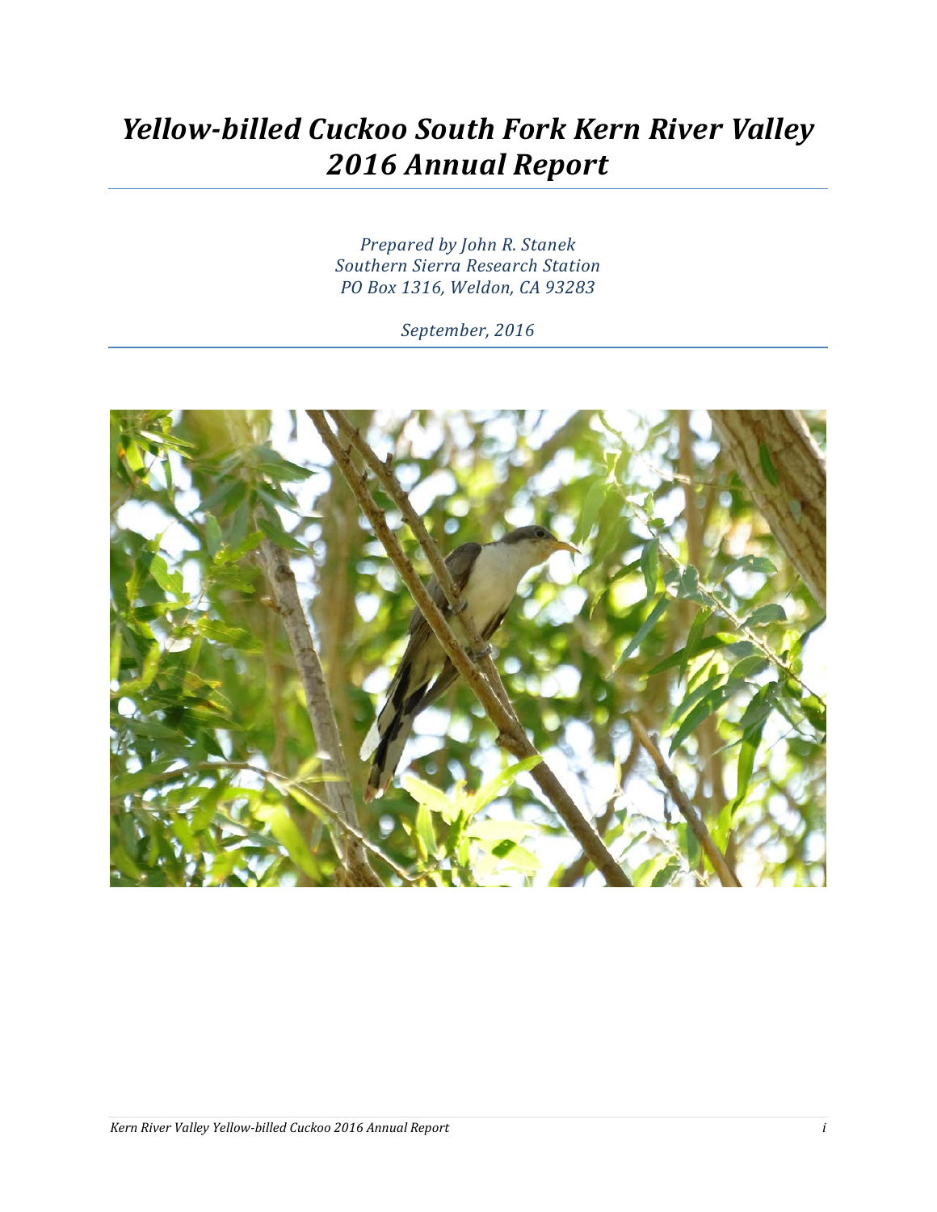# *Yellow-billed Cuckoo South Fork Kern River Valley 2016 Annual Report*

*Prepared by John R. Stanek*
*Southern Sierra Research Station*
*PO Box 1316, Weldon, CA 93283*

*September, 2016*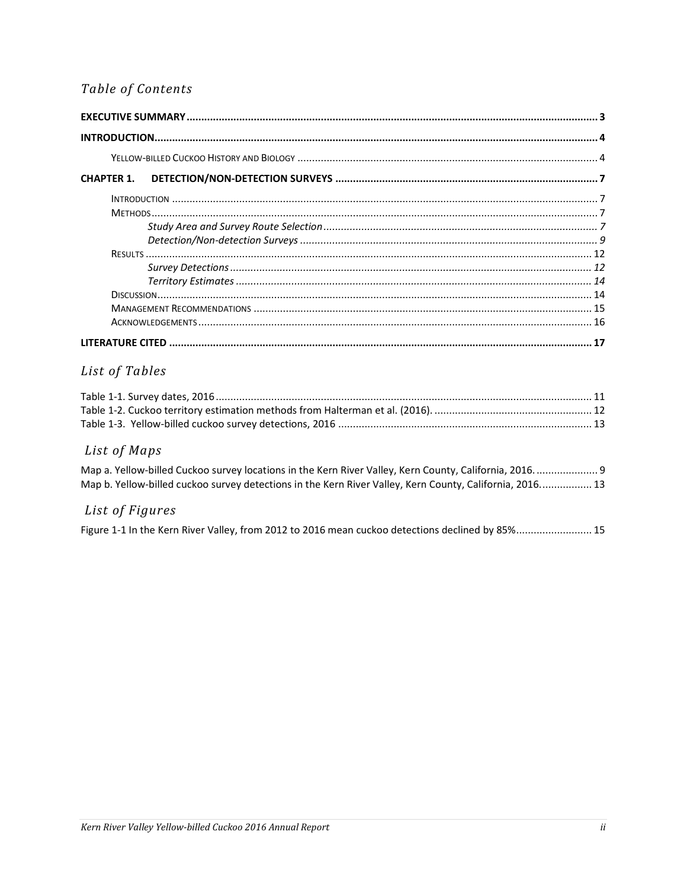# *Table of Contents*

**EXECUTIVE SUMMARY** .......... **3**

**INTRODUCTION** .......... **4**

  YELLOW-BILLED CUCKOO HISTORY AND BIOLOGY .......... 4

**CHAPTER 1. DETECTION/NON-DETECTION SURVEYS** .......... **7**

  INTRODUCTION .......... 7
  METHODS .......... 7
    *Study Area and Survey Route Selection* .......... *7*
    *Detection/Non-detection Surveys* .......... *9*
  RESULTS .......... 12
    *Survey Detections* .......... *12*
    *Territory Estimates* .......... *14*
  DISCUSSION .......... 14
  MANAGEMENT RECOMMENDATIONS .......... 15
  ACKNOWLEDGEMENTS .......... 16

**LITERATURE CITED** .......... **17**

# *List of Tables*

Table 1-1. Survey dates, 2016 .......... 11
Table 1-2. Cuckoo territory estimation methods from Halterman et al. (2016). .......... 12
Table 1-3. Yellow-billed cuckoo survey detections, 2016 .......... 13

# *List of Maps*

Map a. Yellow-billed Cuckoo survey locations in the Kern River Valley, Kern County, California, 2016. .......... 9
Map b. Yellow-billed cuckoo survey detections in the Kern River Valley, Kern County, California, 2016. .......... 13

# *List of Figures*

Figure 1-1 In the Kern River Valley, from 2012 to 2016 mean cuckoo detections declined by 85% .......... 15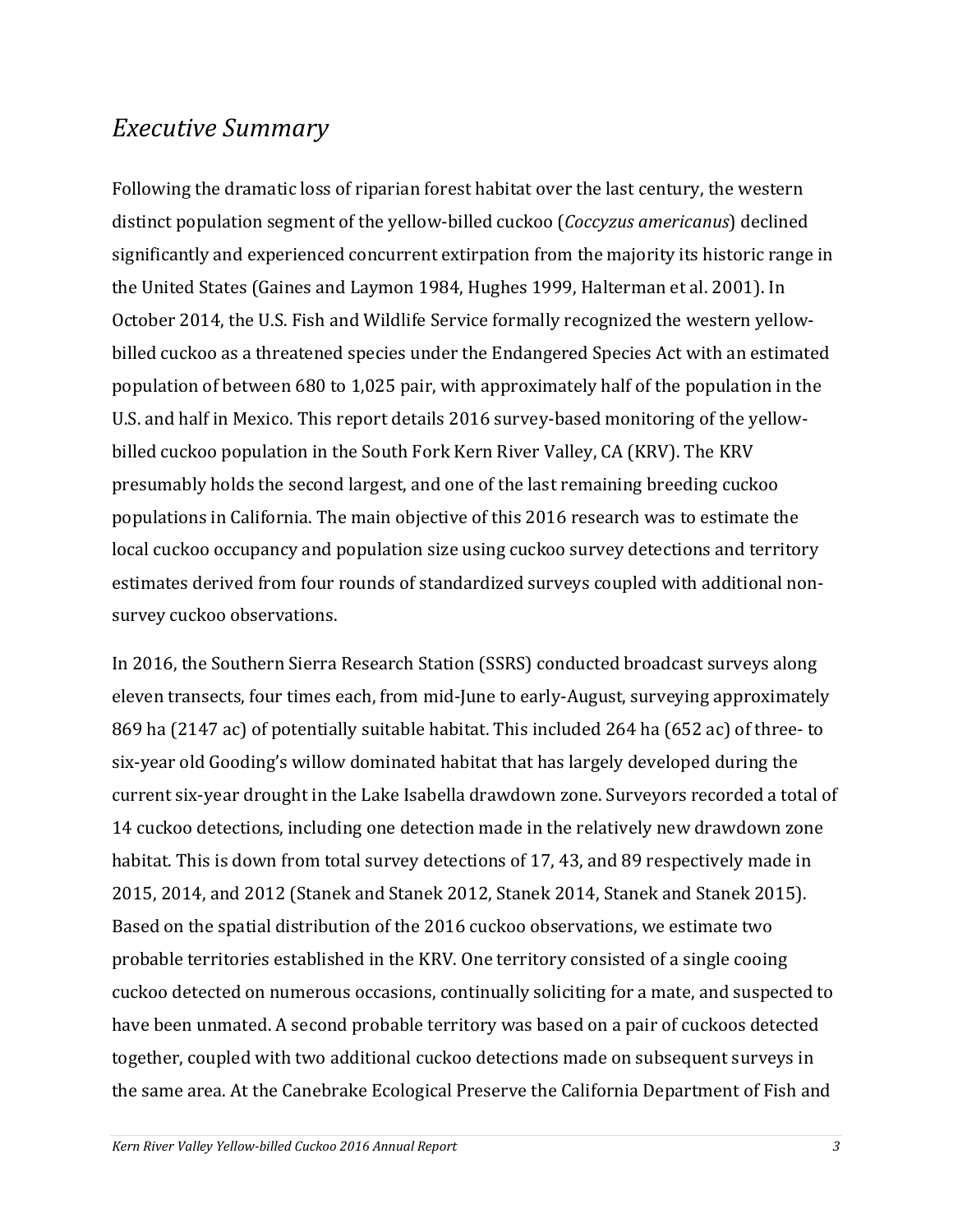## *Executive Summary*

Following the dramatic loss of riparian forest habitat over the last century, the western distinct population segment of the yellow-billed cuckoo (*Coccyzus americanus*) declined significantly and experienced concurrent extirpation from the majority its historic range in the United States (Gaines and Laymon 1984, Hughes 1999, Halterman et al. 2001). In October 2014, the U.S. Fish and Wildlife Service formally recognized the western yellow-billed cuckoo as a threatened species under the Endangered Species Act with an estimated population of between 680 to 1,025 pair, with approximately half of the population in the U.S. and half in Mexico. This report details 2016 survey-based monitoring of the yellow-billed cuckoo population in the South Fork Kern River Valley, CA (KRV). The KRV presumably holds the second largest, and one of the last remaining breeding cuckoo populations in California. The main objective of this 2016 research was to estimate the local cuckoo occupancy and population size using cuckoo survey detections and territory estimates derived from four rounds of standardized surveys coupled with additional non-survey cuckoo observations.

In 2016, the Southern Sierra Research Station (SSRS) conducted broadcast surveys along eleven transects, four times each, from mid-June to early-August, surveying approximately 869 ha (2147 ac) of potentially suitable habitat. This included 264 ha (652 ac) of three- to six-year old Gooding's willow dominated habitat that has largely developed during the current six-year drought in the Lake Isabella drawdown zone. Surveyors recorded a total of 14 cuckoo detections, including one detection made in the relatively new drawdown zone habitat. This is down from total survey detections of 17, 43, and 89 respectively made in 2015, 2014, and 2012 (Stanek and Stanek 2012, Stanek 2014, Stanek and Stanek 2015). Based on the spatial distribution of the 2016 cuckoo observations, we estimate two probable territories established in the KRV. One territory consisted of a single cooing cuckoo detected on numerous occasions, continually soliciting for a mate, and suspected to have been unmated. A second probable territory was based on a pair of cuckoos detected together, coupled with two additional cuckoo detections made on subsequent surveys in the same area. At the Canebrake Ecological Preserve the California Department of Fish and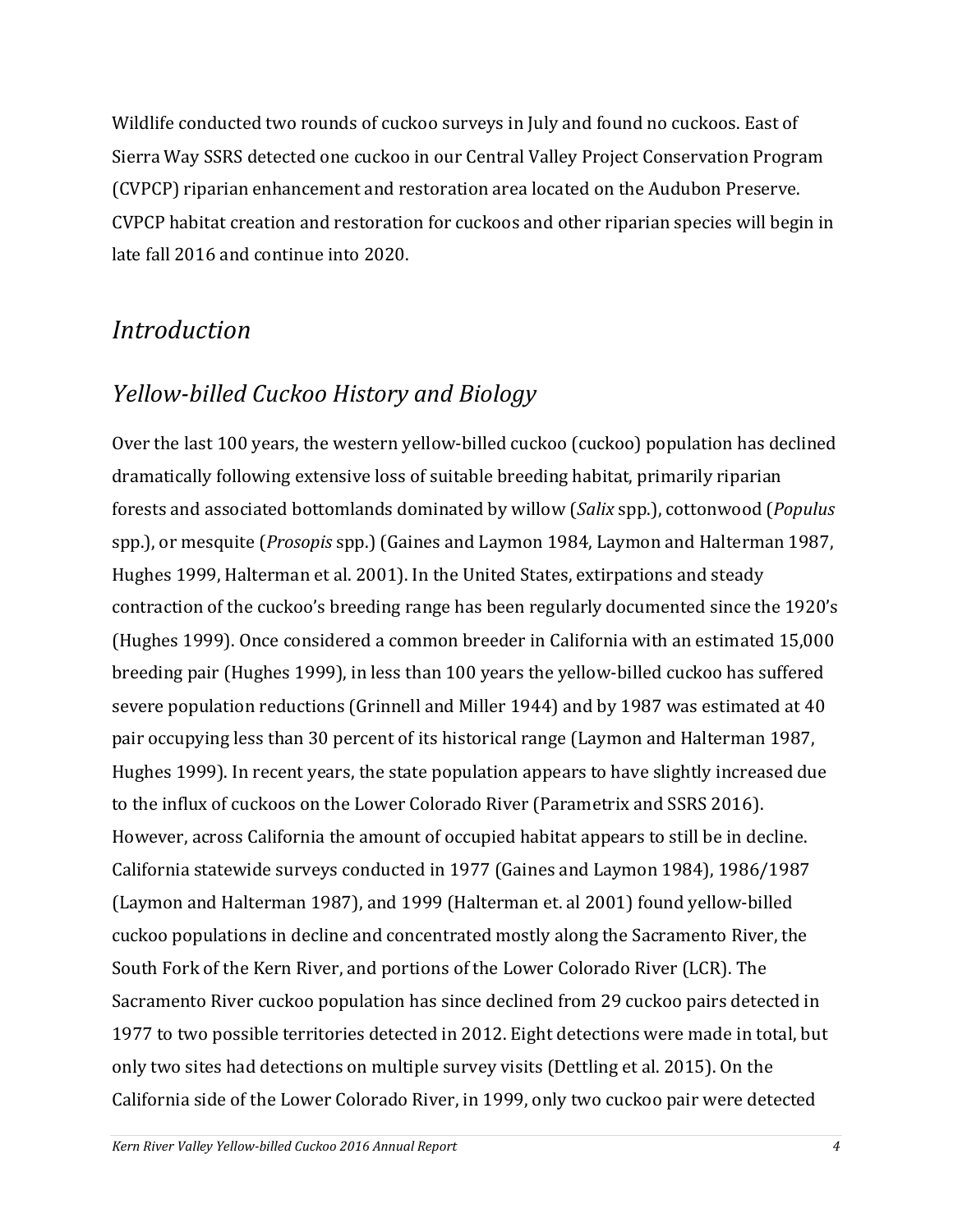Wildlife conducted two rounds of cuckoo surveys in July and found no cuckoos. East of Sierra Way SSRS detected one cuckoo in our Central Valley Project Conservation Program (CVPCP) riparian enhancement and restoration area located on the Audubon Preserve. CVPCP habitat creation and restoration for cuckoos and other riparian species will begin in late fall 2016 and continue into 2020.

# *Introduction*

## *Yellow-billed Cuckoo History and Biology*

Over the last 100 years, the western yellow-billed cuckoo (cuckoo) population has declined dramatically following extensive loss of suitable breeding habitat, primarily riparian forests and associated bottomlands dominated by willow (*Salix* spp.), cottonwood (*Populus* spp.), or mesquite (*Prosopis* spp.) (Gaines and Laymon 1984, Laymon and Halterman 1987, Hughes 1999, Halterman et al. 2001). In the United States, extirpations and steady contraction of the cuckoo's breeding range has been regularly documented since the 1920's (Hughes 1999). Once considered a common breeder in California with an estimated 15,000 breeding pair (Hughes 1999), in less than 100 years the yellow-billed cuckoo has suffered severe population reductions (Grinnell and Miller 1944) and by 1987 was estimated at 40 pair occupying less than 30 percent of its historical range (Laymon and Halterman 1987, Hughes 1999). In recent years, the state population appears to have slightly increased due to the influx of cuckoos on the Lower Colorado River (Parametrix and SSRS 2016). However, across California the amount of occupied habitat appears to still be in decline. California statewide surveys conducted in 1977 (Gaines and Laymon 1984), 1986/1987 (Laymon and Halterman 1987), and 1999 (Halterman et. al 2001) found yellow-billed cuckoo populations in decline and concentrated mostly along the Sacramento River, the South Fork of the Kern River, and portions of the Lower Colorado River (LCR). The Sacramento River cuckoo population has since declined from 29 cuckoo pairs detected in 1977 to two possible territories detected in 2012. Eight detections were made in total, but only two sites had detections on multiple survey visits (Dettling et al. 2015). On the California side of the Lower Colorado River, in 1999, only two cuckoo pair were detected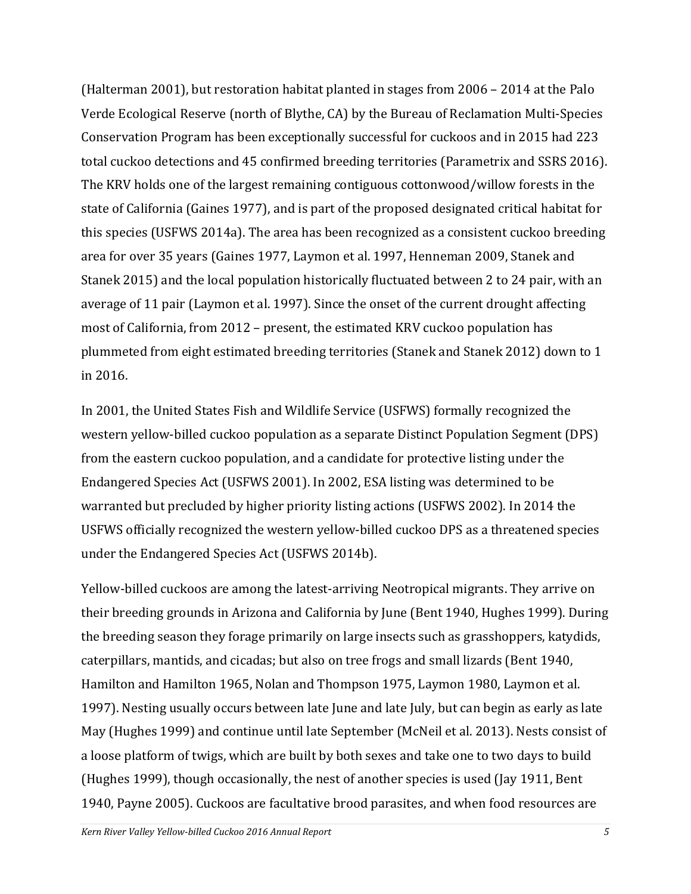(Halterman 2001), but restoration habitat planted in stages from 2006 – 2014 at the Palo Verde Ecological Reserve (north of Blythe, CA) by the Bureau of Reclamation Multi-Species Conservation Program has been exceptionally successful for cuckoos and in 2015 had 223 total cuckoo detections and 45 confirmed breeding territories (Parametrix and SSRS 2016). The KRV holds one of the largest remaining contiguous cottonwood/willow forests in the state of California (Gaines 1977), and is part of the proposed designated critical habitat for this species (USFWS 2014a). The area has been recognized as a consistent cuckoo breeding area for over 35 years (Gaines 1977, Laymon et al. 1997, Henneman 2009, Stanek and Stanek 2015) and the local population historically fluctuated between 2 to 24 pair, with an average of 11 pair (Laymon et al. 1997). Since the onset of the current drought affecting most of California, from 2012 – present, the estimated KRV cuckoo population has plummeted from eight estimated breeding territories (Stanek and Stanek 2012) down to 1 in 2016.

In 2001, the United States Fish and Wildlife Service (USFWS) formally recognized the western yellow-billed cuckoo population as a separate Distinct Population Segment (DPS) from the eastern cuckoo population, and a candidate for protective listing under the Endangered Species Act (USFWS 2001). In 2002, ESA listing was determined to be warranted but precluded by higher priority listing actions (USFWS 2002). In 2014 the USFWS officially recognized the western yellow-billed cuckoo DPS as a threatened species under the Endangered Species Act (USFWS 2014b).

Yellow-billed cuckoos are among the latest-arriving Neotropical migrants. They arrive on their breeding grounds in Arizona and California by June (Bent 1940, Hughes 1999). During the breeding season they forage primarily on large insects such as grasshoppers, katydids, caterpillars, mantids, and cicadas; but also on tree frogs and small lizards (Bent 1940, Hamilton and Hamilton 1965, Nolan and Thompson 1975, Laymon 1980, Laymon et al. 1997). Nesting usually occurs between late June and late July, but can begin as early as late May (Hughes 1999) and continue until late September (McNeil et al. 2013). Nests consist of a loose platform of twigs, which are built by both sexes and take one to two days to build (Hughes 1999), though occasionally, the nest of another species is used (Jay 1911, Bent 1940, Payne 2005). Cuckoos are facultative brood parasites, and when food resources are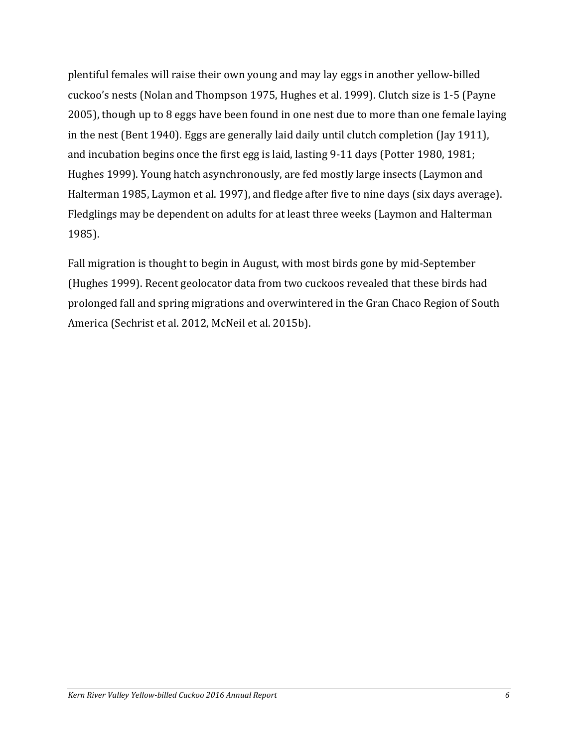plentiful females will raise their own young and may lay eggs in another yellow-billed cuckoo's nests (Nolan and Thompson 1975, Hughes et al. 1999). Clutch size is 1-5 (Payne 2005), though up to 8 eggs have been found in one nest due to more than one female laying in the nest (Bent 1940). Eggs are generally laid daily until clutch completion (Jay 1911), and incubation begins once the first egg is laid, lasting 9-11 days (Potter 1980, 1981; Hughes 1999). Young hatch asynchronously, are fed mostly large insects (Laymon and Halterman 1985, Laymon et al. 1997), and fledge after five to nine days (six days average). Fledglings may be dependent on adults for at least three weeks (Laymon and Halterman 1985).

Fall migration is thought to begin in August, with most birds gone by mid-September (Hughes 1999). Recent geolocator data from two cuckoos revealed that these birds had prolonged fall and spring migrations and overwintered in the Gran Chaco Region of South America (Sechrist et al. 2012, McNeil et al. 2015b).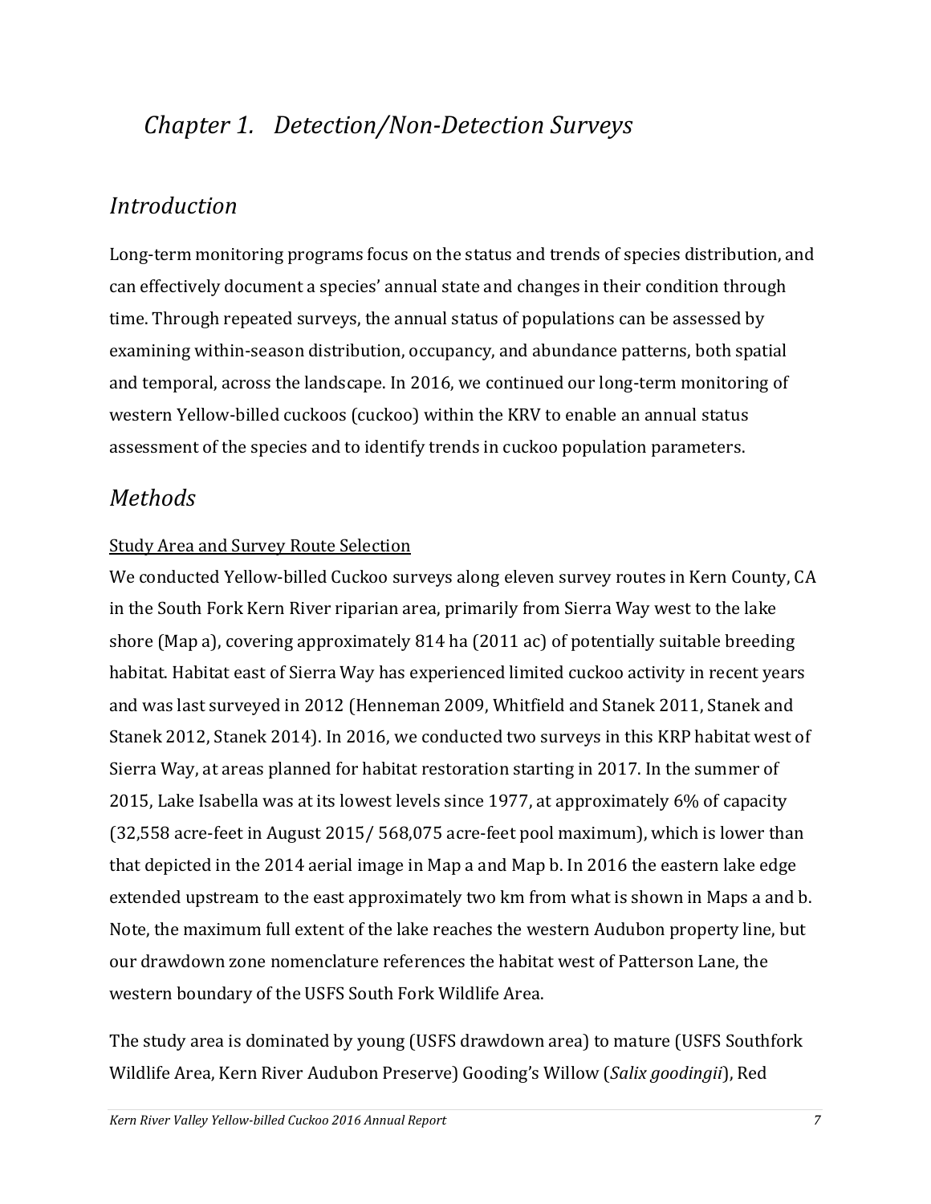# *Chapter 1. Detection/Non-Detection Surveys*

## *Introduction*

Long-term monitoring programs focus on the status and trends of species distribution, and can effectively document a species' annual state and changes in their condition through time. Through repeated surveys, the annual status of populations can be assessed by examining within-season distribution, occupancy, and abundance patterns, both spatial and temporal, across the landscape. In 2016, we continued our long-term monitoring of western Yellow-billed cuckoos (cuckoo) within the KRV to enable an annual status assessment of the species and to identify trends in cuckoo population parameters.

## *Methods*

### Study Area and Survey Route Selection

We conducted Yellow-billed Cuckoo surveys along eleven survey routes in Kern County, CA in the South Fork Kern River riparian area, primarily from Sierra Way west to the lake shore (Map a), covering approximately 814 ha (2011 ac) of potentially suitable breeding habitat. Habitat east of Sierra Way has experienced limited cuckoo activity in recent years and was last surveyed in 2012 (Henneman 2009, Whitfield and Stanek 2011, Stanek and Stanek 2012, Stanek 2014). In 2016, we conducted two surveys in this KRP habitat west of Sierra Way, at areas planned for habitat restoration starting in 2017. In the summer of 2015, Lake Isabella was at its lowest levels since 1977, at approximately 6% of capacity (32,558 acre-feet in August 2015/ 568,075 acre-feet pool maximum), which is lower than that depicted in the 2014 aerial image in Map a and Map b. In 2016 the eastern lake edge extended upstream to the east approximately two km from what is shown in Maps a and b. Note, the maximum full extent of the lake reaches the western Audubon property line, but our drawdown zone nomenclature references the habitat west of Patterson Lane, the western boundary of the USFS South Fork Wildlife Area.

The study area is dominated by young (USFS drawdown area) to mature (USFS Southfork Wildlife Area, Kern River Audubon Preserve) Gooding's Willow (*Salix goodingii*), Red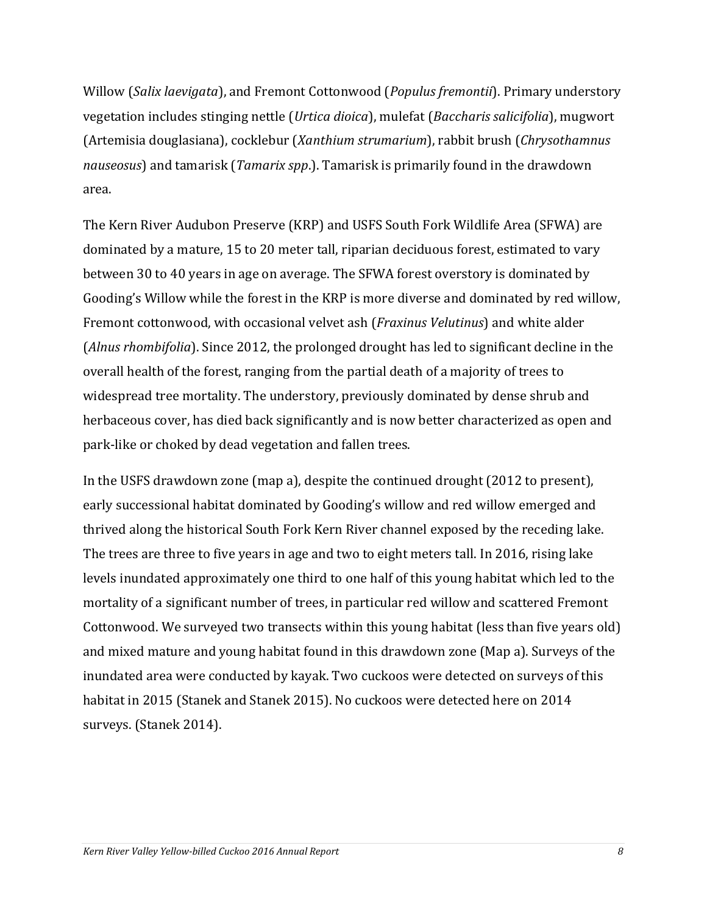Willow (*Salix laevigata*), and Fremont Cottonwood (*Populus fremontii*). Primary understory vegetation includes stinging nettle (*Urtica dioica*), mulefat (*Baccharis salicifolia*), mugwort (Artemisia douglasiana), cocklebur (*Xanthium strumarium*), rabbit brush (*Chrysothamnus nauseosus*) and tamarisk (*Tamarix spp*.). Tamarisk is primarily found in the drawdown area.

The Kern River Audubon Preserve (KRP) and USFS South Fork Wildlife Area (SFWA) are dominated by a mature, 15 to 20 meter tall, riparian deciduous forest, estimated to vary between 30 to 40 years in age on average. The SFWA forest overstory is dominated by Gooding's Willow while the forest in the KRP is more diverse and dominated by red willow, Fremont cottonwood, with occasional velvet ash (*Fraxinus Velutinus*) and white alder (*Alnus rhombifolia*). Since 2012, the prolonged drought has led to significant decline in the overall health of the forest, ranging from the partial death of a majority of trees to widespread tree mortality. The understory, previously dominated by dense shrub and herbaceous cover, has died back significantly and is now better characterized as open and park-like or choked by dead vegetation and fallen trees.

In the USFS drawdown zone (map a), despite the continued drought (2012 to present), early successional habitat dominated by Gooding's willow and red willow emerged and thrived along the historical South Fork Kern River channel exposed by the receding lake. The trees are three to five years in age and two to eight meters tall. In 2016, rising lake levels inundated approximately one third to one half of this young habitat which led to the mortality of a significant number of trees, in particular red willow and scattered Fremont Cottonwood. We surveyed two transects within this young habitat (less than five years old) and mixed mature and young habitat found in this drawdown zone (Map a). Surveys of the inundated area were conducted by kayak. Two cuckoos were detected on surveys of this habitat in 2015 (Stanek and Stanek 2015). No cuckoos were detected here on 2014 surveys. (Stanek 2014).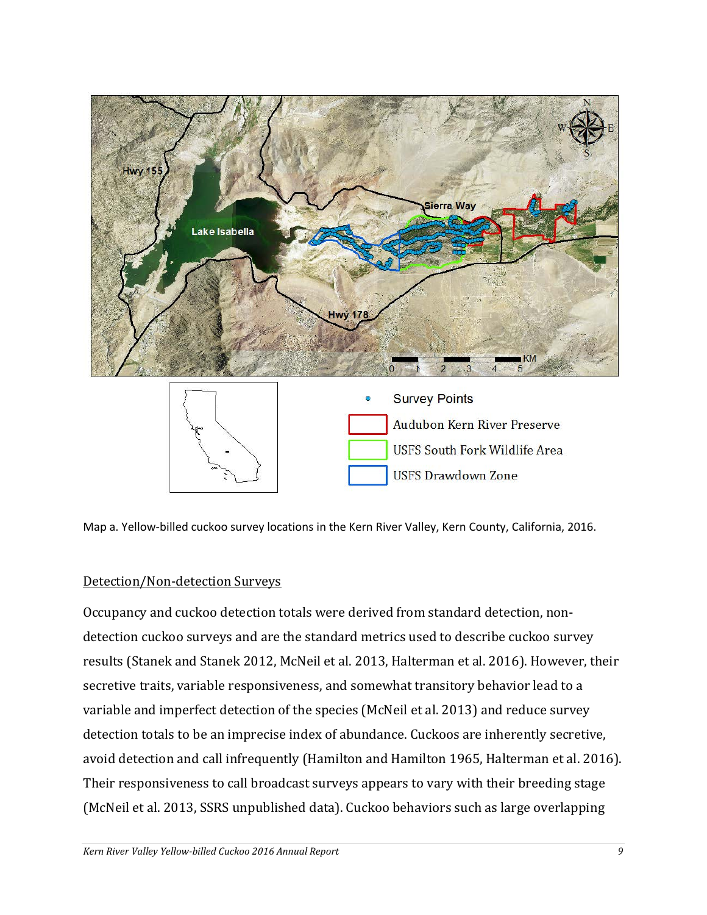Map a. Yellow-billed cuckoo survey locations in the Kern River Valley, Kern County, California, 2016.

## Detection/Non-detection Surveys

Occupancy and cuckoo detection totals were derived from standard detection, non-detection cuckoo surveys and are the standard metrics used to describe cuckoo survey results (Stanek and Stanek 2012, McNeil et al. 2013, Halterman et al. 2016). However, their secretive traits, variable responsiveness, and somewhat transitory behavior lead to a variable and imperfect detection of the species (McNeil et al. 2013) and reduce survey detection totals to be an imprecise index of abundance. Cuckoos are inherently secretive, avoid detection and call infrequently (Hamilton and Hamilton 1965, Halterman et al. 2016). Their responsiveness to call broadcast surveys appears to vary with their breeding stage (McNeil et al. 2013, SSRS unpublished data). Cuckoo behaviors such as large overlapping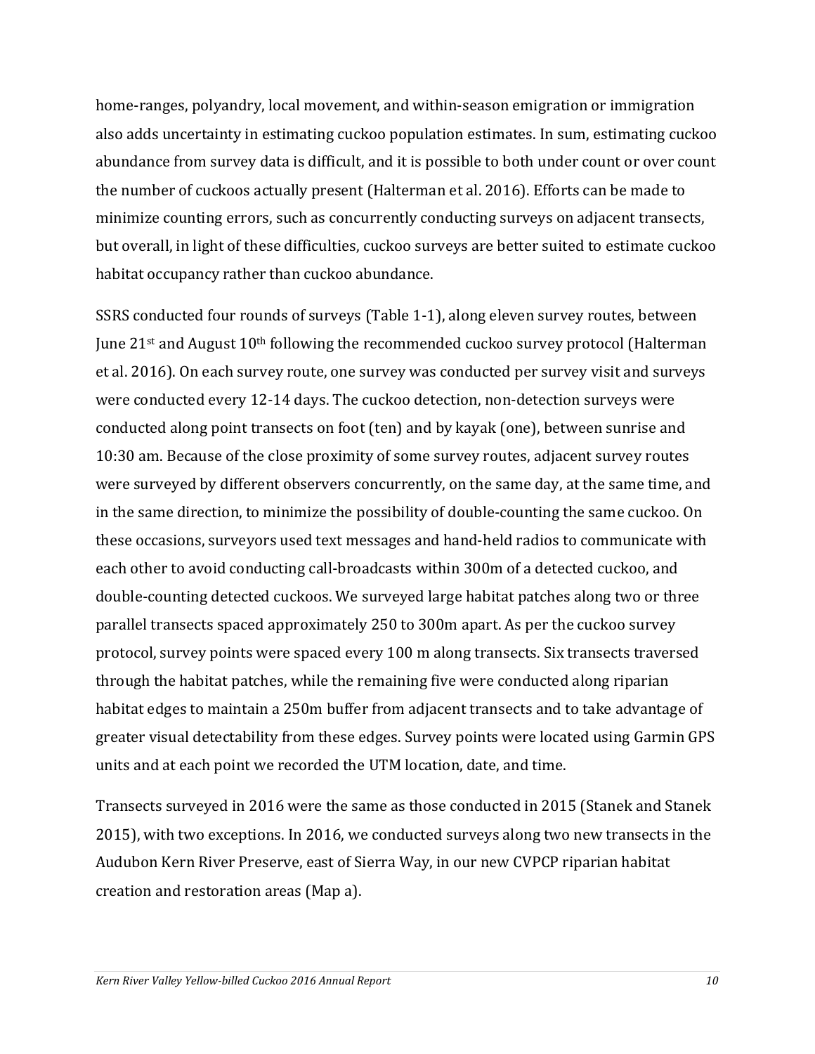home-ranges, polyandry, local movement, and within-season emigration or immigration also adds uncertainty in estimating cuckoo population estimates. In sum, estimating cuckoo abundance from survey data is difficult, and it is possible to both under count or over count the number of cuckoos actually present (Halterman et al. 2016). Efforts can be made to minimize counting errors, such as concurrently conducting surveys on adjacent transects, but overall, in light of these difficulties, cuckoo surveys are better suited to estimate cuckoo habitat occupancy rather than cuckoo abundance.

SSRS conducted four rounds of surveys (Table 1-1), along eleven survey routes, between June 21st and August 10th following the recommended cuckoo survey protocol (Halterman et al. 2016). On each survey route, one survey was conducted per survey visit and surveys were conducted every 12-14 days. The cuckoo detection, non-detection surveys were conducted along point transects on foot (ten) and by kayak (one), between sunrise and 10:30 am. Because of the close proximity of some survey routes, adjacent survey routes were surveyed by different observers concurrently, on the same day, at the same time, and in the same direction, to minimize the possibility of double-counting the same cuckoo. On these occasions, surveyors used text messages and hand-held radios to communicate with each other to avoid conducting call-broadcasts within 300m of a detected cuckoo, and double-counting detected cuckoos. We surveyed large habitat patches along two or three parallel transects spaced approximately 250 to 300m apart. As per the cuckoo survey protocol, survey points were spaced every 100 m along transects. Six transects traversed through the habitat patches, while the remaining five were conducted along riparian habitat edges to maintain a 250m buffer from adjacent transects and to take advantage of greater visual detectability from these edges. Survey points were located using Garmin GPS units and at each point we recorded the UTM location, date, and time.

Transects surveyed in 2016 were the same as those conducted in 2015 (Stanek and Stanek 2015), with two exceptions. In 2016, we conducted surveys along two new transects in the Audubon Kern River Preserve, east of Sierra Way, in our new CVPCP riparian habitat creation and restoration areas (Map a).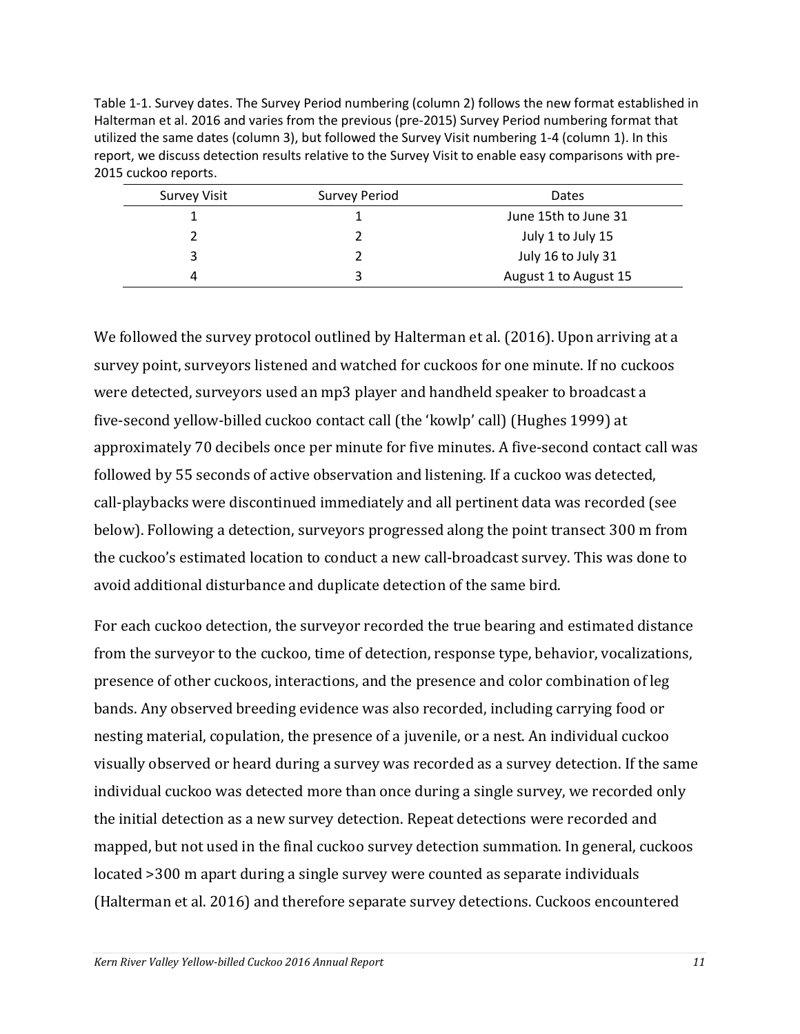Table 1-1. Survey dates. The Survey Period numbering (column 2) follows the new format established in Halterman et al. 2016 and varies from the previous (pre-2015) Survey Period numbering format that utilized the same dates (column 3), but followed the Survey Visit numbering 1-4 (column 1). In this report, we discuss detection results relative to the Survey Visit to enable easy comparisons with pre-2015 cuckoo reports.

| Survey Visit | Survey Period | Dates |
|---|---|---|
| 1 | 1 | June 15th to June 31 |
| 2 | 2 | July 1 to July 15 |
| 3 | 2 | July 16 to July 31 |
| 4 | 3 | August 1 to August 15 |

We followed the survey protocol outlined by Halterman et al. (2016). Upon arriving at a survey point, surveyors listened and watched for cuckoos for one minute. If no cuckoos were detected, surveyors used an mp3 player and handheld speaker to broadcast a five-second yellow-billed cuckoo contact call (the 'kowlp' call) (Hughes 1999) at approximately 70 decibels once per minute for five minutes. A five-second contact call was followed by 55 seconds of active observation and listening. If a cuckoo was detected, call-playbacks were discontinued immediately and all pertinent data was recorded (see below). Following a detection, surveyors progressed along the point transect 300 m from the cuckoo's estimated location to conduct a new call-broadcast survey. This was done to avoid additional disturbance and duplicate detection of the same bird.

For each cuckoo detection, the surveyor recorded the true bearing and estimated distance from the surveyor to the cuckoo, time of detection, response type, behavior, vocalizations, presence of other cuckoos, interactions, and the presence and color combination of leg bands. Any observed breeding evidence was also recorded, including carrying food or nesting material, copulation, the presence of a juvenile, or a nest. An individual cuckoo visually observed or heard during a survey was recorded as a survey detection. If the same individual cuckoo was detected more than once during a single survey, we recorded only the initial detection as a new survey detection. Repeat detections were recorded and mapped, but not used in the final cuckoo survey detection summation. In general, cuckoos located >300 m apart during a single survey were counted as separate individuals (Halterman et al. 2016) and therefore separate survey detections. Cuckoos encountered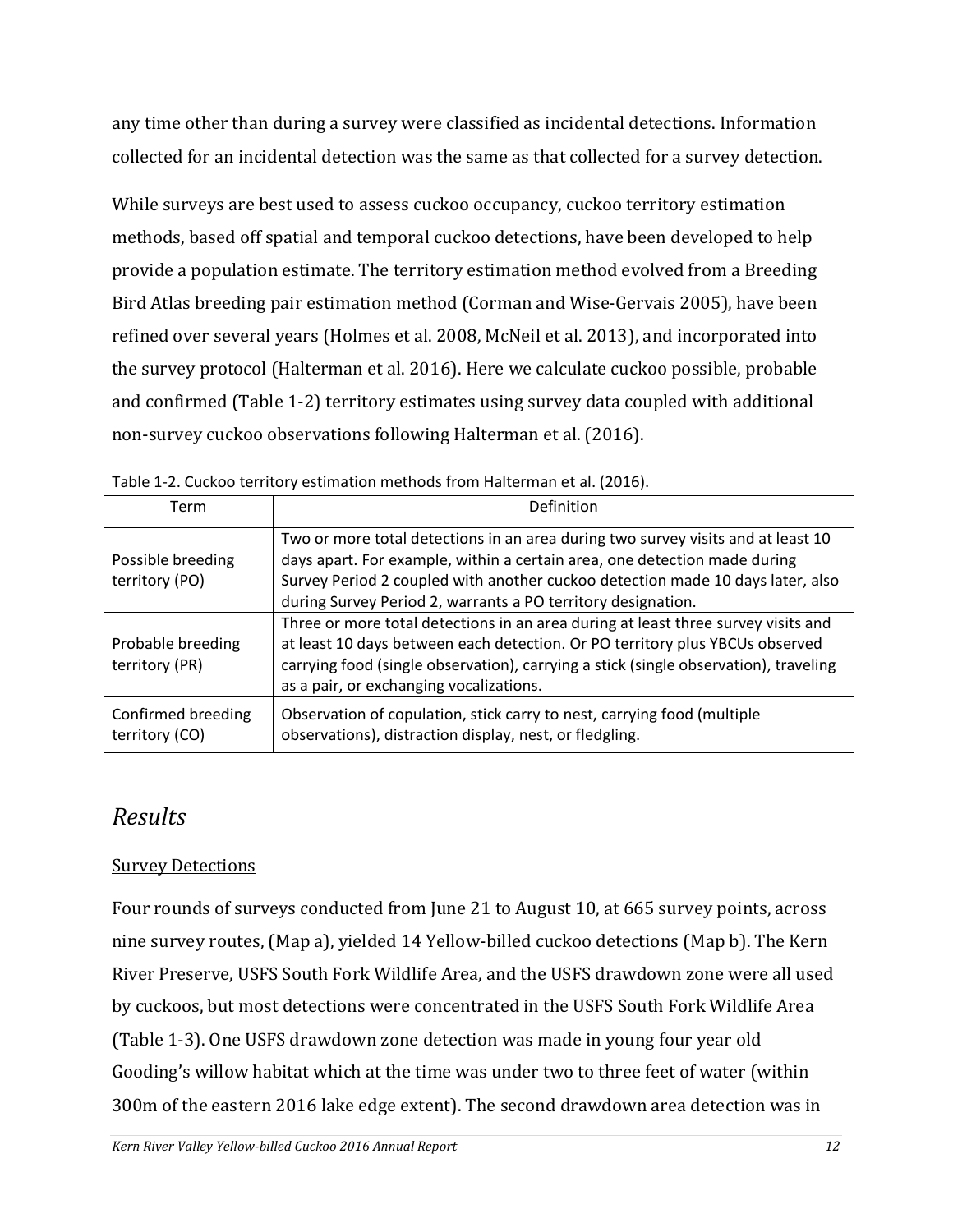any time other than during a survey were classified as incidental detections. Information collected for an incidental detection was the same as that collected for a survey detection.

While surveys are best used to assess cuckoo occupancy, cuckoo territory estimation methods, based off spatial and temporal cuckoo detections, have been developed to help provide a population estimate. The territory estimation method evolved from a Breeding Bird Atlas breeding pair estimation method (Corman and Wise-Gervais 2005), have been refined over several years (Holmes et al. 2008, McNeil et al. 2013), and incorporated into the survey protocol (Halterman et al. 2016). Here we calculate cuckoo possible, probable and confirmed (Table 1-2) territory estimates using survey data coupled with additional non-survey cuckoo observations following Halterman et al. (2016).

Table 1-2. Cuckoo territory estimation methods from Halterman et al. (2016).

| Term | Definition |
| --- | --- |
| Possible breeding territory (PO) | Two or more total detections in an area during two survey visits and at least 10 days apart. For example, within a certain area, one detection made during Survey Period 2 coupled with another cuckoo detection made 10 days later, also during Survey Period 2, warrants a PO territory designation. |
| Probable breeding territory (PR) | Three or more total detections in an area during at least three survey visits and at least 10 days between each detection. Or PO territory plus YBCUs observed carrying food (single observation), carrying a stick (single observation), traveling as a pair, or exchanging vocalizations. |
| Confirmed breeding territory (CO) | Observation of copulation, stick carry to nest, carrying food (multiple observations), distraction display, nest, or fledgling. |

## *Results*

### Survey Detections

Four rounds of surveys conducted from June 21 to August 10, at 665 survey points, across nine survey routes, (Map a), yielded 14 Yellow-billed cuckoo detections (Map b). The Kern River Preserve, USFS South Fork Wildlife Area, and the USFS drawdown zone were all used by cuckoos, but most detections were concentrated in the USFS South Fork Wildlife Area (Table 1-3). One USFS drawdown zone detection was made in young four year old Gooding's willow habitat which at the time was under two to three feet of water (within 300m of the eastern 2016 lake edge extent). The second drawdown area detection was in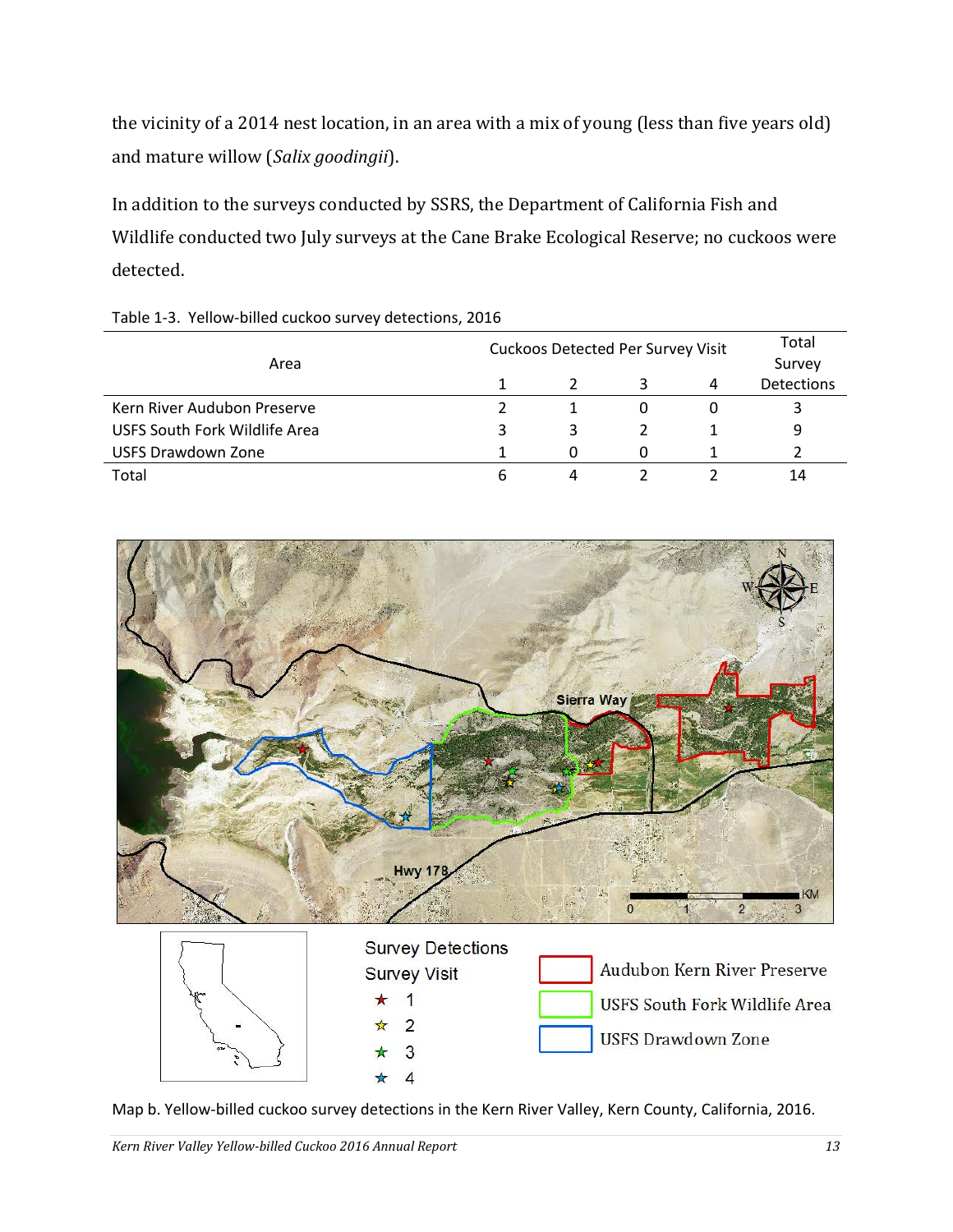the vicinity of a 2014 nest location, in an area with a mix of young (less than five years old) and mature willow (*Salix goodingii*).

In addition to the surveys conducted by SSRS, the Department of California Fish and Wildlife conducted two July surveys at the Cane Brake Ecological Reserve; no cuckoos were detected.

Table 1-3. Yellow-billed cuckoo survey detections, 2016

| Area | Cuckoos Detected Per Survey Visit | | | | Total Survey Detections |
|---|---|---|---|---|---|
| | 1 | 2 | 3 | 4 | |
| Kern River Audubon Preserve | 2 | 1 | 0 | 0 | 3 |
| USFS South Fork Wildlife Area | 3 | 3 | 2 | 1 | 9 |
| USFS Drawdown Zone | 1 | 0 | 0 | 1 | 2 |
| Total | 6 | 4 | 2 | 2 | 14 |

Map b. Yellow-billed cuckoo survey detections in the Kern River Valley, Kern County, California, 2016.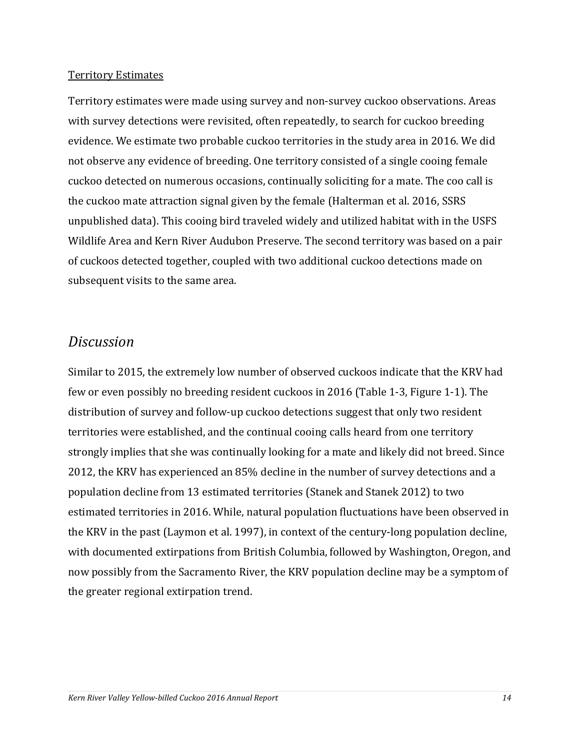Territory Estimates

Territory estimates were made using survey and non-survey cuckoo observations. Areas with survey detections were revisited, often repeatedly, to search for cuckoo breeding evidence. We estimate two probable cuckoo territories in the study area in 2016. We did not observe any evidence of breeding. One territory consisted of a single cooing female cuckoo detected on numerous occasions, continually soliciting for a mate. The coo call is the cuckoo mate attraction signal given by the female (Halterman et al. 2016, SSRS unpublished data). This cooing bird traveled widely and utilized habitat with in the USFS Wildlife Area and Kern River Audubon Preserve. The second territory was based on a pair of cuckoos detected together, coupled with two additional cuckoo detections made on subsequent visits to the same area.

## *Discussion*

Similar to 2015, the extremely low number of observed cuckoos indicate that the KRV had few or even possibly no breeding resident cuckoos in 2016 (Table 1-3, Figure 1-1). The distribution of survey and follow-up cuckoo detections suggest that only two resident territories were established, and the continual cooing calls heard from one territory strongly implies that she was continually looking for a mate and likely did not breed. Since 2012, the KRV has experienced an 85% decline in the number of survey detections and a population decline from 13 estimated territories (Stanek and Stanek 2012) to two estimated territories in 2016. While, natural population fluctuations have been observed in the KRV in the past (Laymon et al. 1997), in context of the century-long population decline, with documented extirpations from British Columbia, followed by Washington, Oregon, and now possibly from the Sacramento River, the KRV population decline may be a symptom of the greater regional extirpation trend.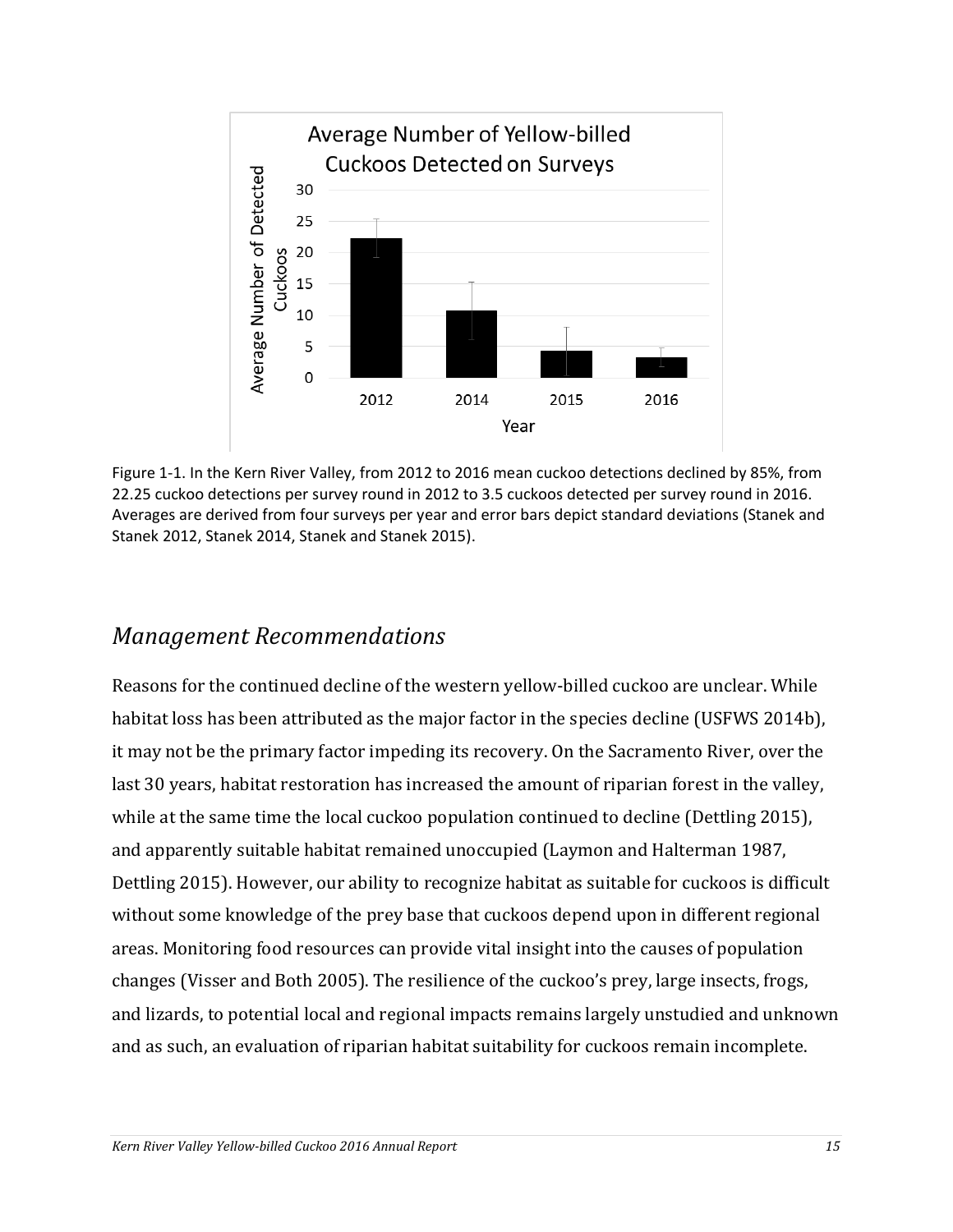Figure 1-1. In the Kern River Valley, from 2012 to 2016 mean cuckoo detections declined by 85%, from 22.25 cuckoo detections per survey round in 2012 to 3.5 cuckoos detected per survey round in 2016. Averages are derived from four surveys per year and error bars depict standard deviations (Stanek and Stanek 2012, Stanek 2014, Stanek and Stanek 2015).

## *Management Recommendations*

Reasons for the continued decline of the western yellow-billed cuckoo are unclear. While habitat loss has been attributed as the major factor in the species decline (USFWS 2014b), it may not be the primary factor impeding its recovery. On the Sacramento River, over the last 30 years, habitat restoration has increased the amount of riparian forest in the valley, while at the same time the local cuckoo population continued to decline (Dettling 2015), and apparently suitable habitat remained unoccupied (Laymon and Halterman 1987, Dettling 2015). However, our ability to recognize habitat as suitable for cuckoos is difficult without some knowledge of the prey base that cuckoos depend upon in different regional areas. Monitoring food resources can provide vital insight into the causes of population changes (Visser and Both 2005). The resilience of the cuckoo's prey, large insects, frogs, and lizards, to potential local and regional impacts remains largely unstudied and unknown and as such, an evaluation of riparian habitat suitability for cuckoos remain incomplete.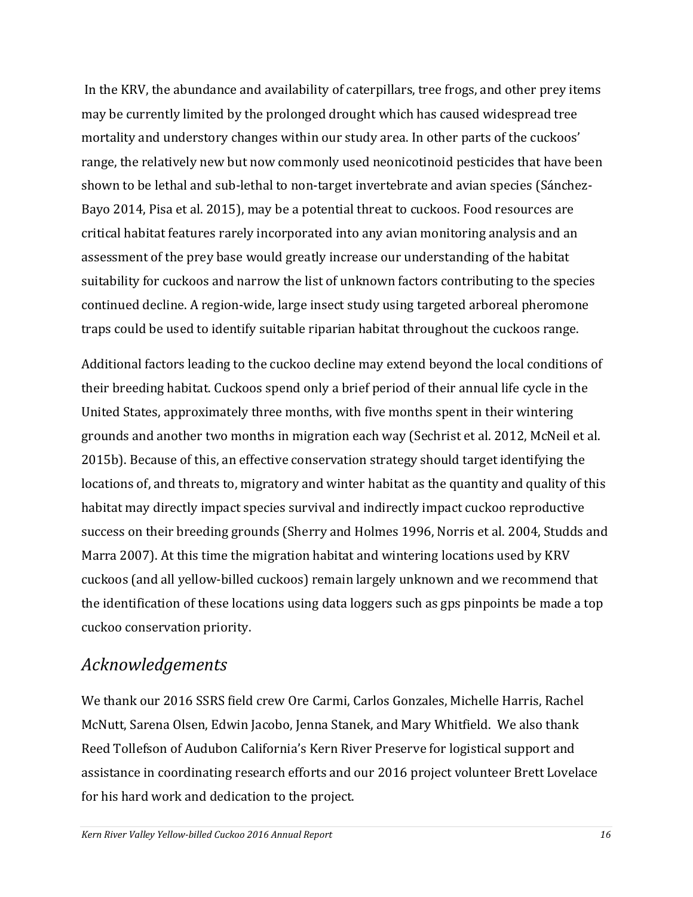In the KRV, the abundance and availability of caterpillars, tree frogs, and other prey items may be currently limited by the prolonged drought which has caused widespread tree mortality and understory changes within our study area. In other parts of the cuckoos' range, the relatively new but now commonly used neonicotinoid pesticides that have been shown to be lethal and sub-lethal to non-target invertebrate and avian species (Sánchez-Bayo 2014, Pisa et al. 2015), may be a potential threat to cuckoos. Food resources are critical habitat features rarely incorporated into any avian monitoring analysis and an assessment of the prey base would greatly increase our understanding of the habitat suitability for cuckoos and narrow the list of unknown factors contributing to the species continued decline. A region-wide, large insect study using targeted arboreal pheromone traps could be used to identify suitable riparian habitat throughout the cuckoos range.

Additional factors leading to the cuckoo decline may extend beyond the local conditions of their breeding habitat. Cuckoos spend only a brief period of their annual life cycle in the United States, approximately three months, with five months spent in their wintering grounds and another two months in migration each way (Sechrist et al. 2012, McNeil et al. 2015b). Because of this, an effective conservation strategy should target identifying the locations of, and threats to, migratory and winter habitat as the quantity and quality of this habitat may directly impact species survival and indirectly impact cuckoo reproductive success on their breeding grounds (Sherry and Holmes 1996, Norris et al. 2004, Studds and Marra 2007). At this time the migration habitat and wintering locations used by KRV cuckoos (and all yellow-billed cuckoos) remain largely unknown and we recommend that the identification of these locations using data loggers such as gps pinpoints be made a top cuckoo conservation priority.

## *Acknowledgements*

We thank our 2016 SSRS field crew Ore Carmi, Carlos Gonzales, Michelle Harris, Rachel McNutt, Sarena Olsen, Edwin Jacobo, Jenna Stanek, and Mary Whitfield. We also thank Reed Tollefson of Audubon California's Kern River Preserve for logistical support and assistance in coordinating research efforts and our 2016 project volunteer Brett Lovelace for his hard work and dedication to the project.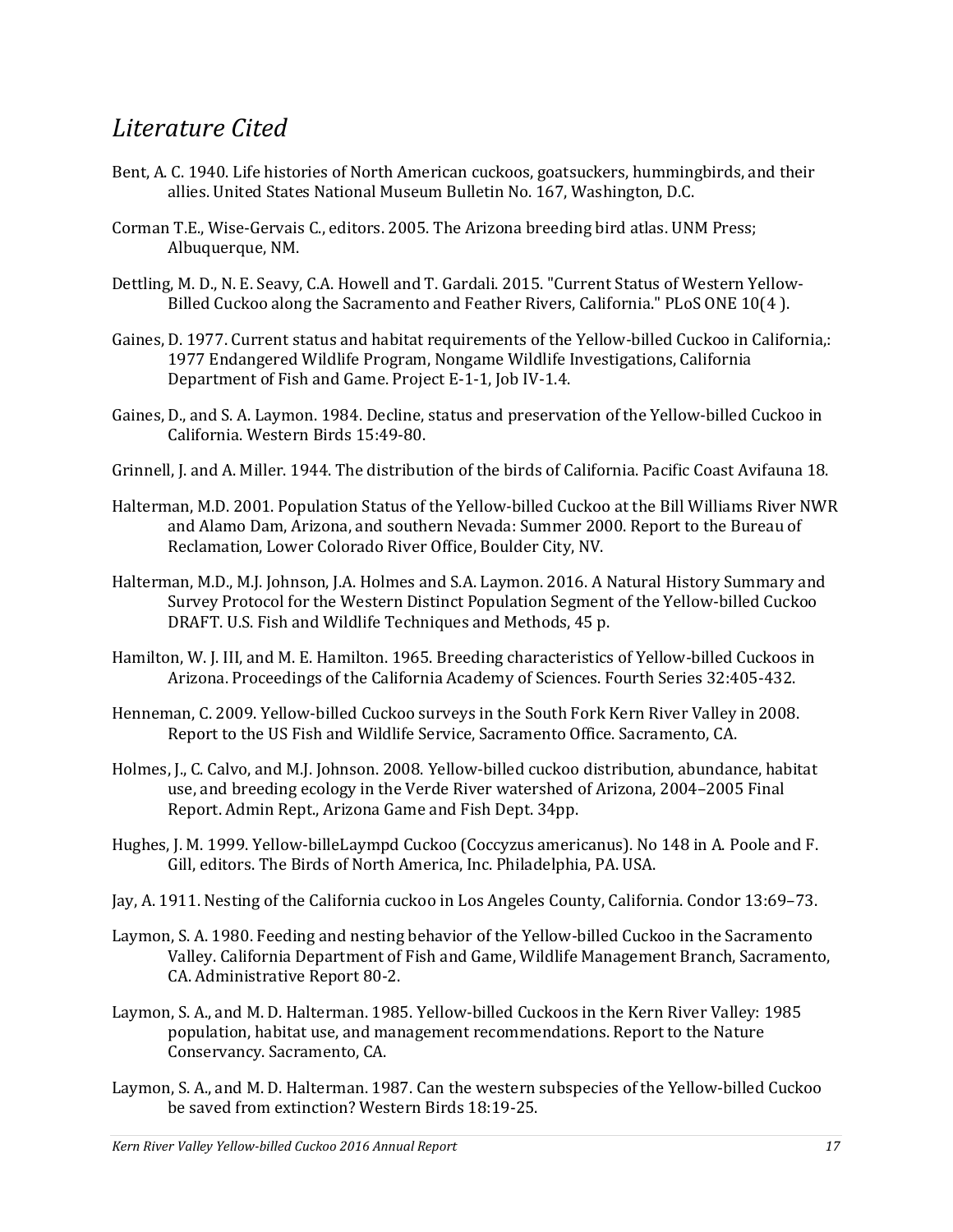## *Literature Cited*

Bent, A. C. 1940. Life histories of North American cuckoos, goatsuckers, hummingbirds, and their allies. United States National Museum Bulletin No. 167, Washington, D.C.

Corman T.E., Wise-Gervais C., editors. 2005. The Arizona breeding bird atlas. UNM Press; Albuquerque, NM.

Dettling, M. D., N. E. Seavy, C.A. Howell and T. Gardali. 2015. "Current Status of Western Yellow-Billed Cuckoo along the Sacramento and Feather Rivers, California." PLoS ONE 10(4 ).

Gaines, D. 1977. Current status and habitat requirements of the Yellow-billed Cuckoo in California,: 1977 Endangered Wildlife Program, Nongame Wildlife Investigations, California Department of Fish and Game. Project E-1-1, Job IV-1.4.

Gaines, D., and S. A. Laymon. 1984. Decline, status and preservation of the Yellow-billed Cuckoo in California. Western Birds 15:49-80.

Grinnell, J. and A. Miller. 1944. The distribution of the birds of California. Pacific Coast Avifauna 18.

Halterman, M.D. 2001. Population Status of the Yellow-billed Cuckoo at the Bill Williams River NWR and Alamo Dam, Arizona, and southern Nevada: Summer 2000. Report to the Bureau of Reclamation, Lower Colorado River Office, Boulder City, NV.

Halterman, M.D., M.J. Johnson, J.A. Holmes and S.A. Laymon. 2016. A Natural History Summary and Survey Protocol for the Western Distinct Population Segment of the Yellow-billed Cuckoo DRAFT. U.S. Fish and Wildlife Techniques and Methods, 45 p.

Hamilton, W. J. III, and M. E. Hamilton. 1965. Breeding characteristics of Yellow-billed Cuckoos in Arizona. Proceedings of the California Academy of Sciences. Fourth Series 32:405-432.

Henneman, C. 2009. Yellow-billed Cuckoo surveys in the South Fork Kern River Valley in 2008. Report to the US Fish and Wildlife Service, Sacramento Office. Sacramento, CA.

Holmes, J., C. Calvo, and M.J. Johnson. 2008. Yellow-billed cuckoo distribution, abundance, habitat use, and breeding ecology in the Verde River watershed of Arizona, 2004–2005 Final Report. Admin Rept., Arizona Game and Fish Dept. 34pp.

Hughes, J. M. 1999. Yellow-billeLaympd Cuckoo (Coccyzus americanus). No 148 in A. Poole and F. Gill, editors. The Birds of North America, Inc. Philadelphia, PA. USA.

Jay, A. 1911. Nesting of the California cuckoo in Los Angeles County, California. Condor 13:69–73.

Laymon, S. A. 1980. Feeding and nesting behavior of the Yellow-billed Cuckoo in the Sacramento Valley. California Department of Fish and Game, Wildlife Management Branch, Sacramento, CA. Administrative Report 80-2.

Laymon, S. A., and M. D. Halterman. 1985. Yellow-billed Cuckoos in the Kern River Valley: 1985 population, habitat use, and management recommendations. Report to the Nature Conservancy. Sacramento, CA.

Laymon, S. A., and M. D. Halterman. 1987. Can the western subspecies of the Yellow-billed Cuckoo be saved from extinction? Western Birds 18:19-25.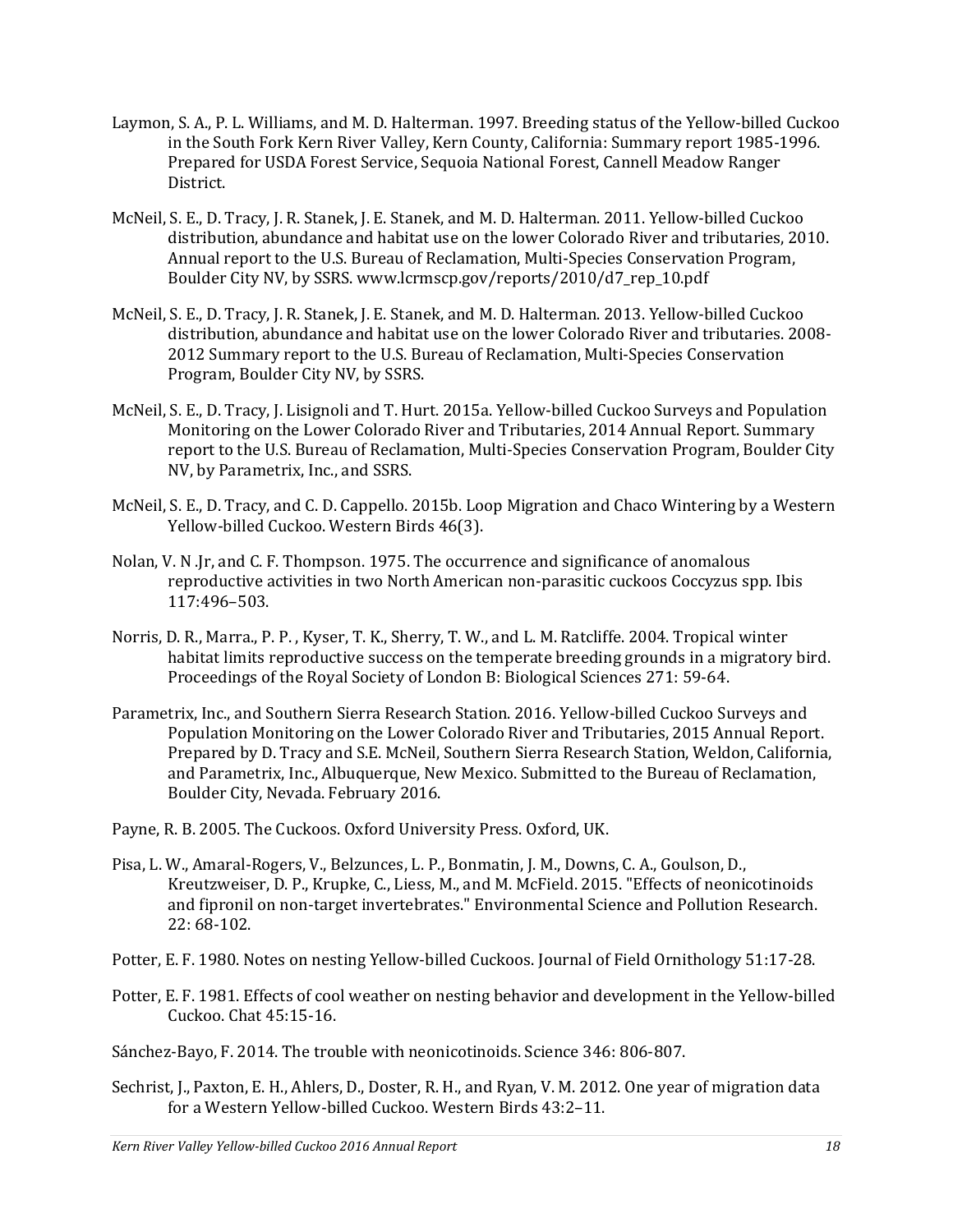Laymon, S. A., P. L. Williams, and M. D. Halterman. 1997. Breeding status of the Yellow-billed Cuckoo in the South Fork Kern River Valley, Kern County, California: Summary report 1985-1996. Prepared for USDA Forest Service, Sequoia National Forest, Cannell Meadow Ranger District.

McNeil, S. E., D. Tracy, J. R. Stanek, J. E. Stanek, and M. D. Halterman. 2011. Yellow-billed Cuckoo distribution, abundance and habitat use on the lower Colorado River and tributaries, 2010. Annual report to the U.S. Bureau of Reclamation, Multi-Species Conservation Program, Boulder City NV, by SSRS. www.lcrmscp.gov/reports/2010/d7_rep_10.pdf

McNeil, S. E., D. Tracy, J. R. Stanek, J. E. Stanek, and M. D. Halterman. 2013. Yellow-billed Cuckoo distribution, abundance and habitat use on the lower Colorado River and tributaries. 2008-2012 Summary report to the U.S. Bureau of Reclamation, Multi-Species Conservation Program, Boulder City NV, by SSRS.

McNeil, S. E., D. Tracy, J. Lisignoli and T. Hurt. 2015a. Yellow-billed Cuckoo Surveys and Population Monitoring on the Lower Colorado River and Tributaries, 2014 Annual Report. Summary report to the U.S. Bureau of Reclamation, Multi-Species Conservation Program, Boulder City NV, by Parametrix, Inc., and SSRS.

McNeil, S. E., D. Tracy, and C. D. Cappello. 2015b. Loop Migration and Chaco Wintering by a Western Yellow-billed Cuckoo. Western Birds 46(3).

Nolan, V. N .Jr, and C. F. Thompson. 1975. The occurrence and significance of anomalous reproductive activities in two North American non-parasitic cuckoos Coccyzus spp. Ibis 117:496–503.

Norris, D. R., Marra., P. P. , Kyser, T. K., Sherry, T. W., and L. M. Ratcliffe. 2004. Tropical winter habitat limits reproductive success on the temperate breeding grounds in a migratory bird. Proceedings of the Royal Society of London B: Biological Sciences 271: 59-64.

Parametrix, Inc., and Southern Sierra Research Station. 2016. Yellow-billed Cuckoo Surveys and Population Monitoring on the Lower Colorado River and Tributaries, 2015 Annual Report. Prepared by D. Tracy and S.E. McNeil, Southern Sierra Research Station, Weldon, California, and Parametrix, Inc., Albuquerque, New Mexico. Submitted to the Bureau of Reclamation, Boulder City, Nevada. February 2016.

Payne, R. B. 2005. The Cuckoos. Oxford University Press. Oxford, UK.

Pisa, L. W., Amaral-Rogers, V., Belzunces, L. P., Bonmatin, J. M., Downs, C. A., Goulson, D., Kreutzweiser, D. P., Krupke, C., Liess, M., and M. McField. 2015. "Effects of neonicotinoids and fipronil on non-target invertebrates." Environmental Science and Pollution Research. 22: 68-102.

Potter, E. F. 1980. Notes on nesting Yellow-billed Cuckoos. Journal of Field Ornithology 51:17-28.

Potter, E. F. 1981. Effects of cool weather on nesting behavior and development in the Yellow-billed Cuckoo. Chat 45:15-16.

Sánchez-Bayo, F. 2014. The trouble with neonicotinoids. Science 346: 806-807.

Sechrist, J., Paxton, E. H., Ahlers, D., Doster, R. H., and Ryan, V. M. 2012. One year of migration data for a Western Yellow-billed Cuckoo. Western Birds 43:2–11.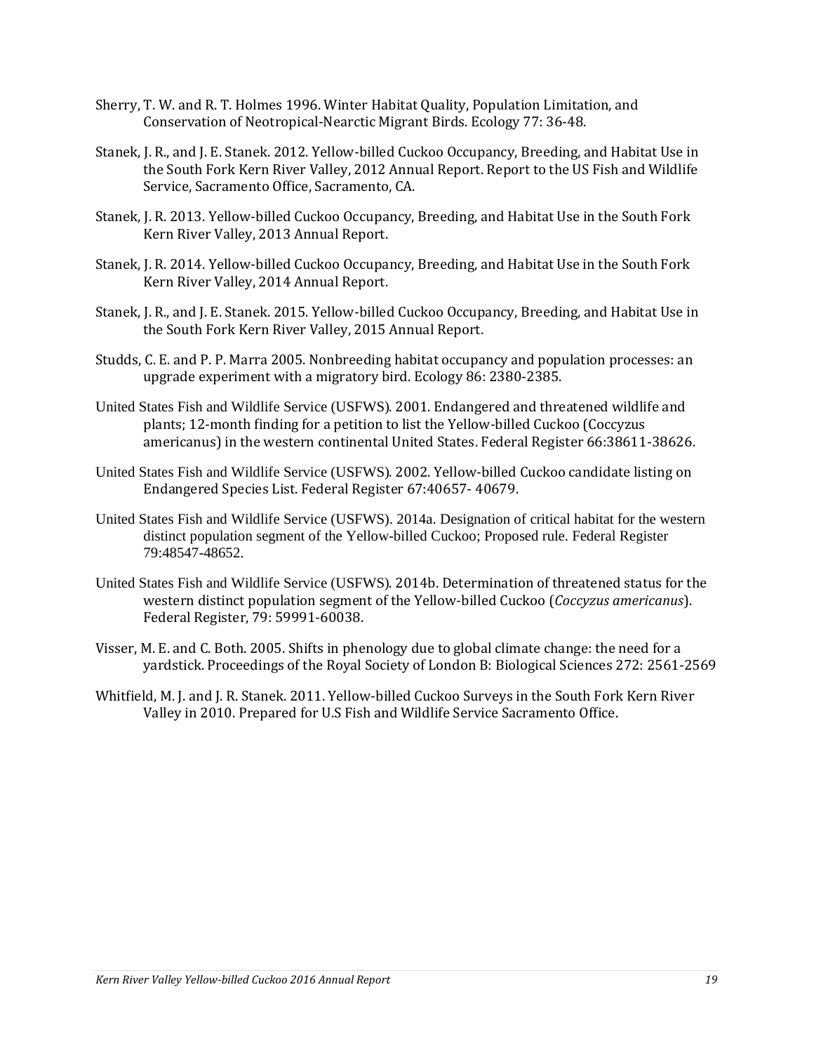Sherry, T. W. and R. T. Holmes 1996. Winter Habitat Quality, Population Limitation, and Conservation of Neotropical-Nearctic Migrant Birds. Ecology 77: 36-48.

Stanek, J. R., and J. E. Stanek. 2012. Yellow-billed Cuckoo Occupancy, Breeding, and Habitat Use in the South Fork Kern River Valley, 2012 Annual Report. Report to the US Fish and Wildlife Service, Sacramento Office, Sacramento, CA.

Stanek, J. R. 2013. Yellow-billed Cuckoo Occupancy, Breeding, and Habitat Use in the South Fork Kern River Valley, 2013 Annual Report.

Stanek, J. R. 2014. Yellow-billed Cuckoo Occupancy, Breeding, and Habitat Use in the South Fork Kern River Valley, 2014 Annual Report.

Stanek, J. R., and J. E. Stanek. 2015. Yellow-billed Cuckoo Occupancy, Breeding, and Habitat Use in the South Fork Kern River Valley, 2015 Annual Report.

Studds, C. E. and P. P. Marra 2005. Nonbreeding habitat occupancy and population processes: an upgrade experiment with a migratory bird. Ecology 86: 2380-2385.

United States Fish and Wildlife Service (USFWS). 2001. Endangered and threatened wildlife and plants; 12-month finding for a petition to list the Yellow-billed Cuckoo (Coccyzus americanus) in the western continental United States. Federal Register 66:38611-38626.

United States Fish and Wildlife Service (USFWS). 2002. Yellow-billed Cuckoo candidate listing on Endangered Species List. Federal Register 67:40657- 40679.

United States Fish and Wildlife Service (USFWS). 2014a. Designation of critical habitat for the western distinct population segment of the Yellow-billed Cuckoo; Proposed rule. Federal Register 79:48547-48652.

United States Fish and Wildlife Service (USFWS). 2014b. Determination of threatened status for the western distinct population segment of the Yellow-billed Cuckoo (*Coccyzus americanus*). Federal Register, 79: 59991-60038.

Visser, M. E. and C. Both. 2005. Shifts in phenology due to global climate change: the need for a yardstick. Proceedings of the Royal Society of London B: Biological Sciences 272: 2561-2569

Whitfield, M. J. and J. R. Stanek. 2011. Yellow-billed Cuckoo Surveys in the South Fork Kern River Valley in 2010. Prepared for U.S Fish and Wildlife Service Sacramento Office.